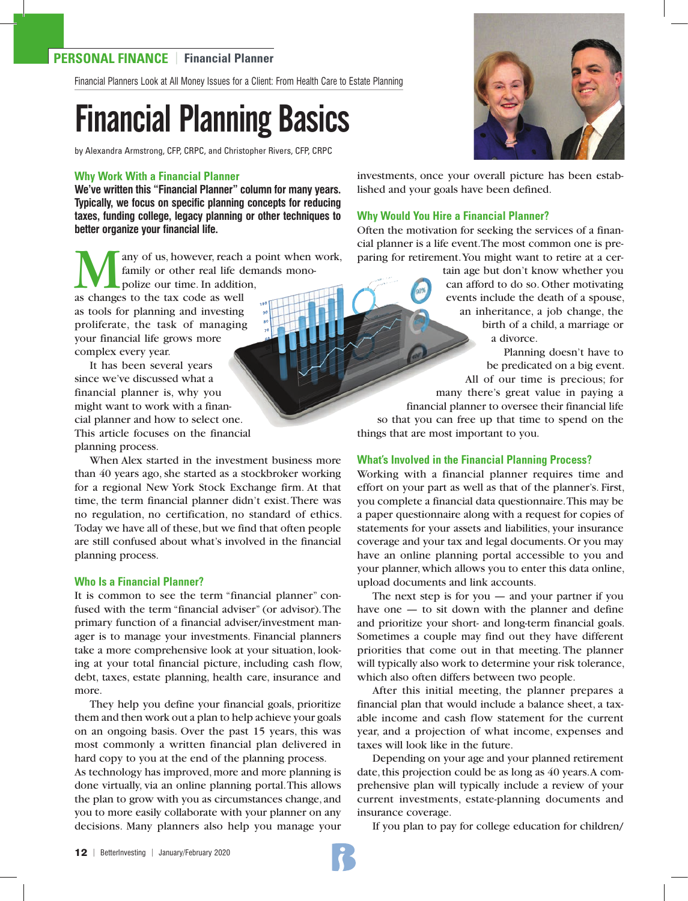PERSONAL FINANCE | Financial Planner

Financial Planners Look at All Money Issues for a Client: From Health Care to Estate Planning

# Financial Planning Basics

by Alexandra Armstrong, CFP, CRPC, and Christopher Rivers, CFP, CRPC

## Why Work With a Financial Planner

**We've written this "Financial Planner" column for many years. Typically, we focus on specific planning concepts for reducing taxes, funding college, legacy planning or other techniques to better organize your financial life.**

Many of us, however, reach a point when work, family or other real life demands monopolize our time. In addition, as changes to the tax code as well as tools for planning and investing proliferate, the task of managing your financial life grows more complex every year.

It has been several years since we've discussed what a financial planner is, why you might want to work with a financial planner and how to select one. This article focuses on the financial planning process.

When Alex started in the investment business more than 40 years ago, she started as a stockbroker working for a regional New York Stock Exchange firm. At that time, the term financial planner didn't exist. There was no regulation, no certification, no standard of ethics. Today we have all of these, but we find that often people are still confused about what's involved in the financial planning process.

## Who Is a Financial Planner?

It is common to see the term "financial planner" confused with the term "financial adviser" (or advisor). The primary function of a financial adviser/investment manager is to manage your investments. Financial planners take a more comprehensive look at your situation, looking at your total financial picture, including cash flow, debt, taxes, estate planning, health care, insurance and more.

They help you define your financial goals, prioritize them and then work out a plan to help achieve your goals on an ongoing basis. Over the past 15 years, this was most commonly a written financial plan delivered in hard copy to you at the end of the planning process.

As technology has improved, more and more planning is done virtually, via an online planning portal. This allows the plan to grow with you as circumstances change, and you to more easily collaborate with your planner on any decisions. Many planners also help you manage your investments, once your overall picture has been established and your goals have been defined.

## Why Would You Hire a Financial Planner?

Often the motivation for seeking the services of a financial planner is a life event. The most common one is preparing for retirement. You might want to retire at a certain age but don't know whether you can afford to do so. Other motivating events include the death of a spouse, an inheritance, a job change, the birth of a child, a marriage or a divorce.

Planning doesn't have to be predicated on a big event. All of our time is precious; for many there's great value in paying a financial planner to oversee their financial life so that you can free up that time to spend on the things that are most important to you.

## What's Involved in the Financial Planning Process?

Working with a financial planner requires time and effort on your part as well as that of the planner's. First, you complete a financial data questionnaire. This may be a paper questionnaire along with a request for copies of statements for your assets and liabilities, your insurance coverage and your tax and legal documents. Or you may have an online planning portal accessible to you and your planner, which allows you to enter this data online, upload documents and link accounts.

The next step is for you — and your partner if you have one — to sit down with the planner and define and prioritize your short- and long-term financial goals. Sometimes a couple may find out they have different priorities that come out in that meeting. The planner will typically also work to determine your risk tolerance, which also often differs between two people.

After this initial meeting, the planner prepares a financial plan that would include a balance sheet, a taxable income and cash flow statement for the current year, and a projection of what income, expenses and taxes will look like in the future.

Depending on your age and your planned retirement date, this projection could be as long as 40 years. A comprehensive plan will typically include a review of your current investments, estate-planning documents and insurance coverage.

If you plan to pay for college education for children/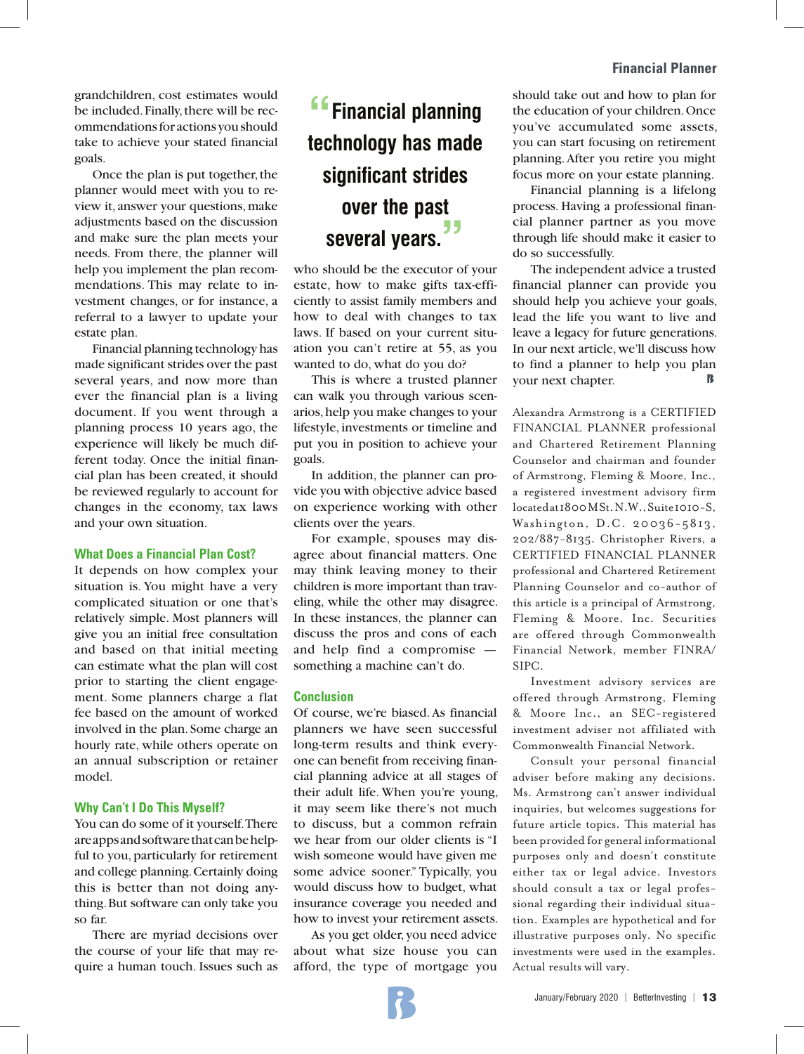grandchildren, cost estimates would be included. Finally, there will be recommendations for actions you should take to achieve your stated financial goals.

Once the plan is put together, the planner would meet with you to review it, answer your questions, make adjustments based on the discussion and make sure the plan meets your needs. From there, the planner will help you implement the plan recommendations. This may relate to investment changes, or for instance, a referral to a lawyer to update your estate plan.

Financial planning technology has made significant strides over the past several years, and now more than ever the financial plan is a living document. If you went through a planning process 10 years ago, the experience will likely be much different today. Once the initial financial plan has been created, it should be reviewed regularly to account for changes in the economy, tax laws and your own situation.

### What Does a Financial Plan Cost?

It depends on how complex your situation is. You might have a very complicated situation or one that's relatively simple. Most planners will give you an initial free consultation and based on that initial meeting can estimate what the plan will cost prior to starting the client engagement. Some planners charge a flat fee based on the amount of worked involved in the plan. Some charge an hourly rate, while others operate on an annual subscription or retainer model.

### Why Can't I Do This Myself?

You can do some of it yourself. There are apps and software that can be helpful to you, particularly for retirement and college planning. Certainly doing this is better than not doing anything. But software can only take you so far.

There are myriad decisions over the course of your life that may require a human touch. Issues such as who should be the executor of your estate, how to make gifts tax-efficiently to assist family members and how to deal with changes to tax laws. If based on your current situation you can't retire at 55, as you wanted to do, what do you do?

> "Financial planning technology has made significant strides over the past several years."

This is where a trusted planner can walk you through various scenarios, help you make changes to your lifestyle, investments or timeline and put you in position to achieve your goals.

In addition, the planner can provide you with objective advice based on experience working with other clients over the years.

For example, spouses may disagree about financial matters. One may think leaving money to their children is more important than traveling, while the other may disagree. In these instances, the planner can discuss the pros and cons of each and help find a compromise — something a machine can't do.

### Conclusion

Of course, we're biased. As financial planners we have seen successful long-term results and think everyone can benefit from receiving financial planning advice at all stages of their adult life. When you're young, it may seem like there's not much to discuss, but a common refrain we hear from our older clients is "I wish someone would have given me some advice sooner." Typically, you would discuss how to budget, what insurance coverage you needed and how to invest your retirement assets.

As you get older, you need advice about what size house you can afford, the type of mortgage you should take out and how to plan for the education of your children. Once you've accumulated some assets, you can start focusing on retirement planning. After you retire you might focus more on your estate planning.

Financial planning is a lifelong process. Having a professional financial planner partner as you move through life should make it easier to do so successfully.

The independent advice a trusted financial planner can provide you should help you achieve your goals, lead the life you want to live and leave a legacy for future generations. In our next article, we'll discuss how to find a planner to help you plan your next chapter.

Alexandra Armstrong is a CERTIFIED FINANCIAL PLANNER professional and Chartered Retirement Planning Counselor and chairman and founder of Armstrong, Fleming & Moore, Inc., a registered investment advisory firm located at 1800 M St. N.W., Suite 1010-S, Washington, D.C. 20036-5813, 202/887-8135. Christopher Rivers, a CERTIFIED FINANCIAL PLANNER professional and Chartered Retirement Planning Counselor and co-author of this article is a principal of Armstrong, Fleming & Moore, Inc. Securities are offered through Commonwealth Financial Network, member FINRA/SIPC.

Investment advisory services are offered through Armstrong, Fleming & Moore Inc., an SEC-registered investment adviser not affiliated with Commonwealth Financial Network.

Consult your personal financial adviser before making any decisions. Ms. Armstrong can't answer individual inquiries, but welcomes suggestions for future article topics. This material has been provided for general informational purposes only and doesn't constitute either tax or legal advice. Investors should consult a tax or legal professional regarding their individual situation. Examples are hypothetical and for illustrative purposes only. No specific investments were used in the examples. Actual results will vary.